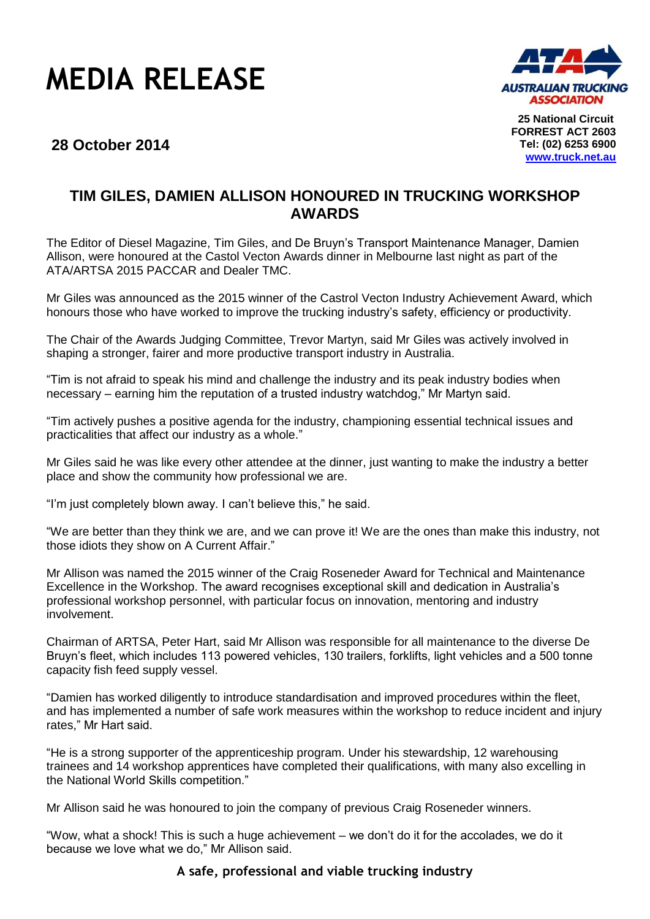# MEDIA RELEASE

**28 October 2014**

**25 National Circuit**
**FORREST ACT 2603**
**Tel: (02) 6253 6900**
**www.truck.net.au**

## TIM GILES, DAMIEN ALLISON HONOURED IN TRUCKING WORKSHOP AWARDS

The Editor of Diesel Magazine, Tim Giles, and De Bruyn's Transport Maintenance Manager, Damien Allison, were honoured at the Castol Vecton Awards dinner in Melbourne last night as part of the ATA/ARTSA 2015 PACCAR and Dealer TMC.

Mr Giles was announced as the 2015 winner of the Castrol Vecton Industry Achievement Award, which honours those who have worked to improve the trucking industry's safety, efficiency or productivity.

The Chair of the Awards Judging Committee, Trevor Martyn, said Mr Giles was actively involved in shaping a stronger, fairer and more productive transport industry in Australia.

"Tim is not afraid to speak his mind and challenge the industry and its peak industry bodies when necessary – earning him the reputation of a trusted industry watchdog," Mr Martyn said.

"Tim actively pushes a positive agenda for the industry, championing essential technical issues and practicalities that affect our industry as a whole."

Mr Giles said he was like every other attendee at the dinner, just wanting to make the industry a better place and show the community how professional we are.

"I'm just completely blown away. I can't believe this," he said.

"We are better than they think we are, and we can prove it! We are the ones than make this industry, not those idiots they show on A Current Affair."

Mr Allison was named the 2015 winner of the Craig Roseneder Award for Technical and Maintenance Excellence in the Workshop. The award recognises exceptional skill and dedication in Australia's professional workshop personnel, with particular focus on innovation, mentoring and industry involvement.

Chairman of ARTSA, Peter Hart, said Mr Allison was responsible for all maintenance to the diverse De Bruyn's fleet, which includes 113 powered vehicles, 130 trailers, forklifts, light vehicles and a 500 tonne capacity fish feed supply vessel.

"Damien has worked diligently to introduce standardisation and improved procedures within the fleet, and has implemented a number of safe work measures within the workshop to reduce incident and injury rates," Mr Hart said.

"He is a strong supporter of the apprenticeship program. Under his stewardship, 12 warehousing trainees and 14 workshop apprentices have completed their qualifications, with many also excelling in the National World Skills competition."

Mr Allison said he was honoured to join the company of previous Craig Roseneder winners.

"Wow, what a shock! This is such a huge achievement – we don't do it for the accolades, we do it because we love what we do," Mr Allison said.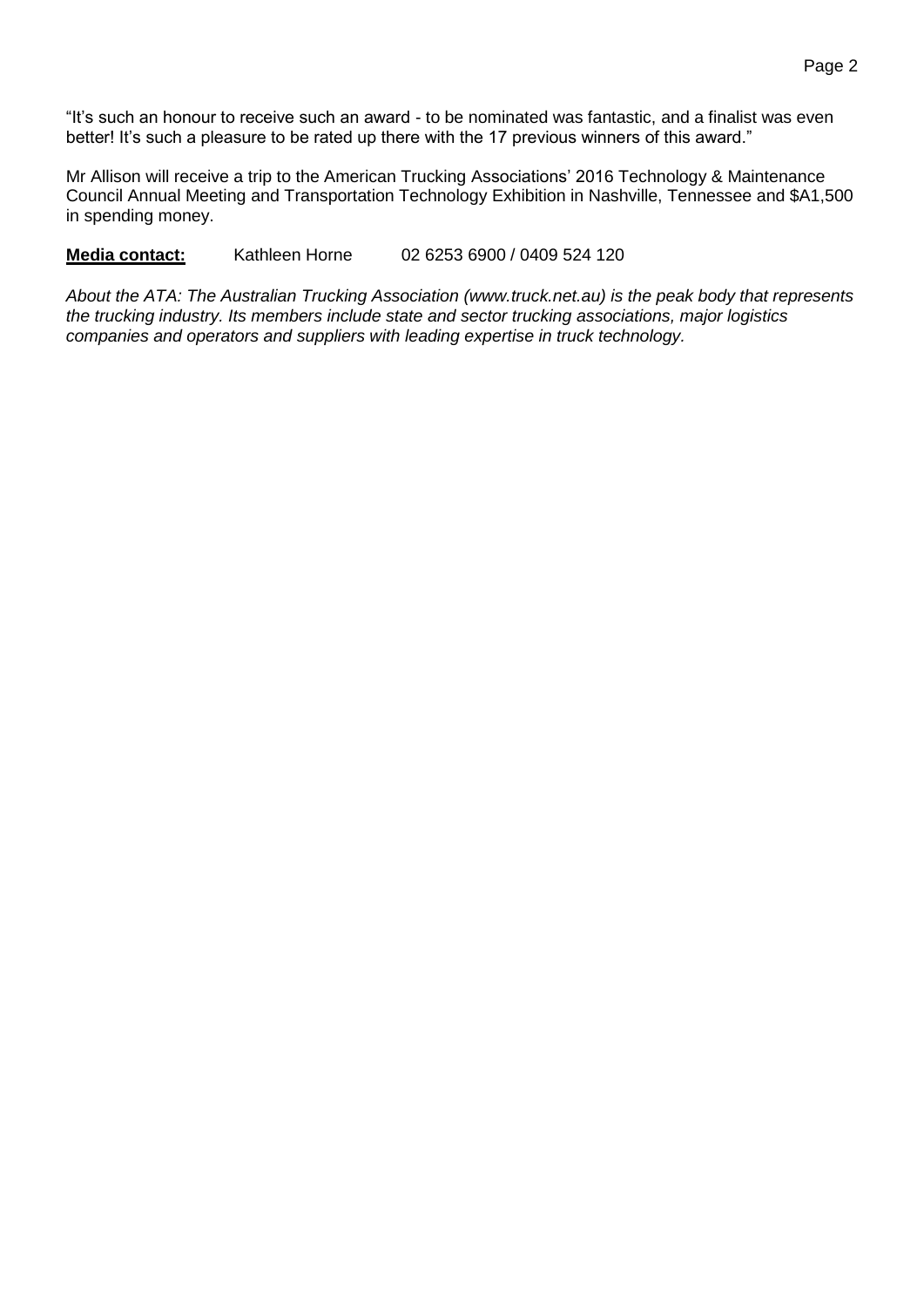"It's such an honour to receive such an award - to be nominated was fantastic, and a finalist was even better! It's such a pleasure to be rated up there with the 17 previous winners of this award."

Mr Allison will receive a trip to the American Trucking Associations' 2016 Technology & Maintenance Council Annual Meeting and Transportation Technology Exhibition in Nashville, Tennessee and $A1,500 in spending money.

**Media contact:** Kathleen Horne 02 6253 6900 / 0409 524 120

*About the ATA: The Australian Trucking Association (www.truck.net.au) is the peak body that represents the trucking industry. Its members include state and sector trucking associations, major logistics companies and operators and suppliers with leading expertise in truck technology.*